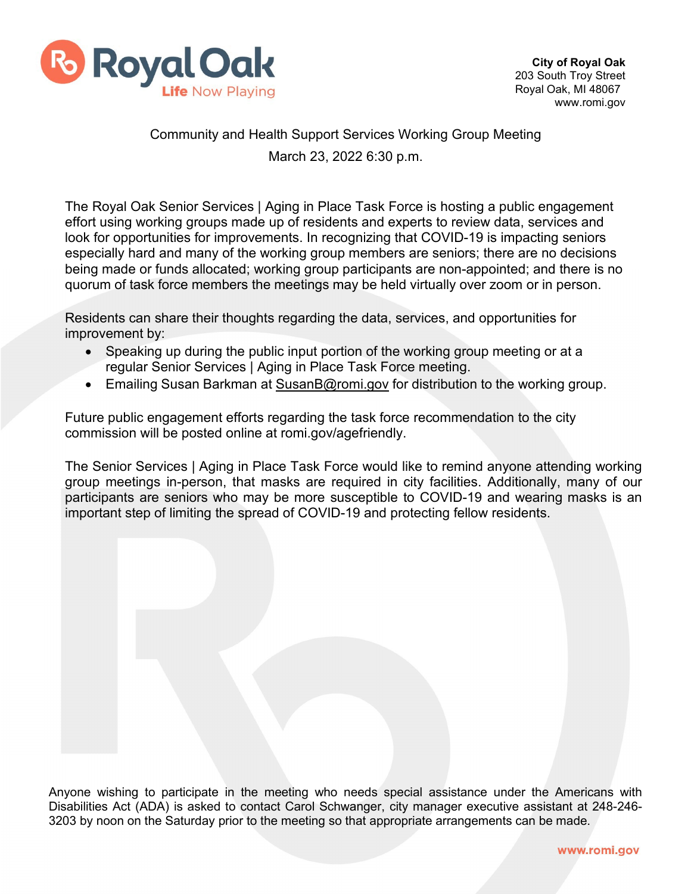**City of Royal Oak**
203 South Troy Street
Royal Oak, MI 48067
www.romi.gov

Community and Health Support Services Working Group Meeting

March 23, 2022 6:30 p.m.

The Royal Oak Senior Services | Aging in Place Task Force is hosting a public engagement effort using working groups made up of residents and experts to review data, services and look for opportunities for improvements. In recognizing that COVID-19 is impacting seniors especially hard and many of the working group members are seniors; there are no decisions being made or funds allocated; working group participants are non-appointed; and there is no quorum of task force members the meetings may be held virtually over zoom or in person.

Residents can share their thoughts regarding the data, services, and opportunities for improvement by:

- Speaking up during the public input portion of the working group meeting or at a regular Senior Services | Aging in Place Task Force meeting.
- Emailing Susan Barkman at SusanB@romi.gov for distribution to the working group.

Future public engagement efforts regarding the task force recommendation to the city commission will be posted online at romi.gov/agefriendly.

The Senior Services | Aging in Place Task Force would like to remind anyone attending working group meetings in-person, that masks are required in city facilities. Additionally, many of our participants are seniors who may be more susceptible to COVID-19 and wearing masks is an important step of limiting the spread of COVID-19 and protecting fellow residents.

Anyone wishing to participate in the meeting who needs special assistance under the Americans with Disabilities Act (ADA) is asked to contact Carol Schwanger, city manager executive assistant at 248-246-3203 by noon on the Saturday prior to the meeting so that appropriate arrangements can be made.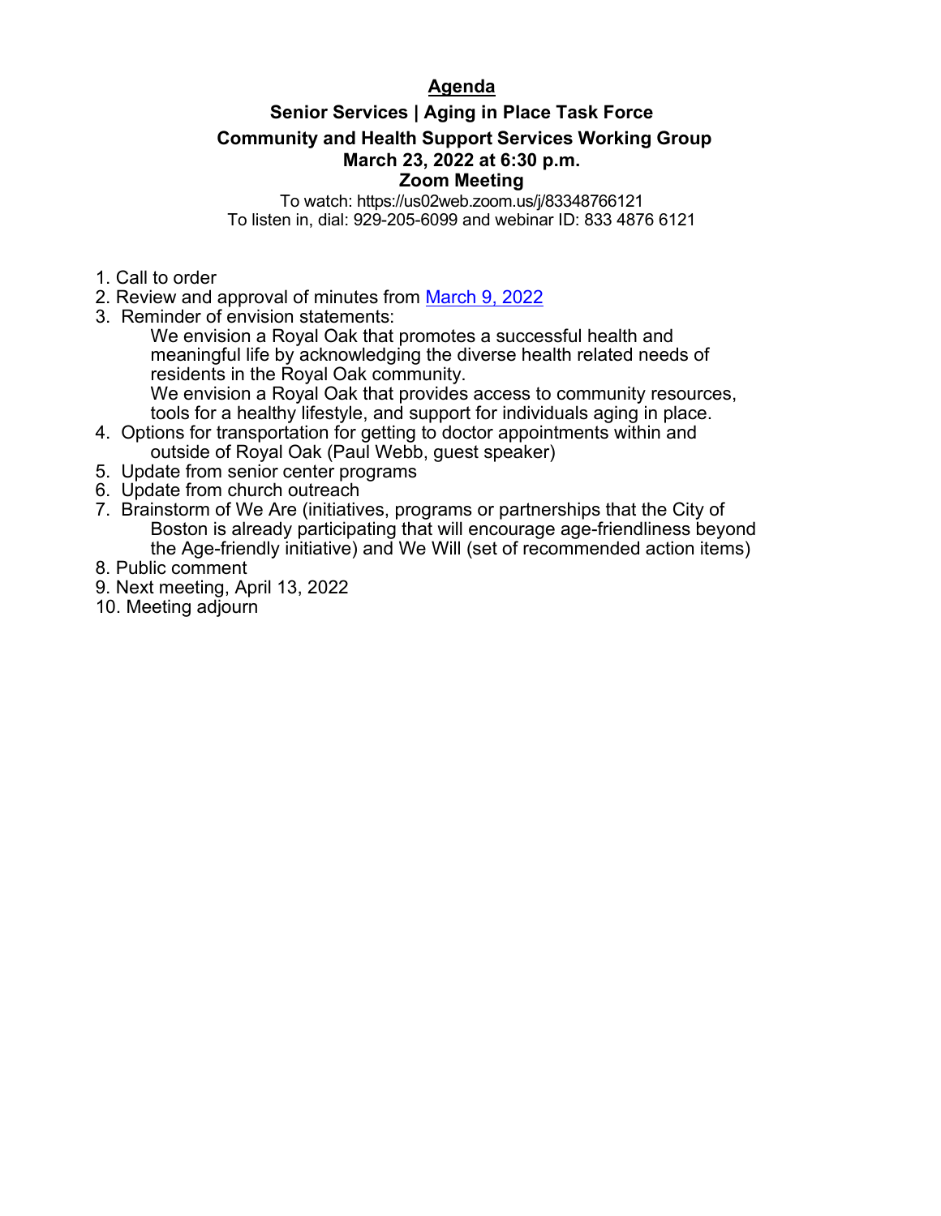**Agenda**

**Senior Services | Aging in Place Task Force**

**Community and Health Support Services Working Group**

**March 23, 2022 at 6:30 p.m.**

**Zoom Meeting**

To watch: https://us02web.zoom.us/j/83348766121

To listen in, dial: 929-205-6099 and webinar ID: 833 4876 6121

1. Call to order
2. Review and approval of minutes from March 9, 2022
3. Reminder of envision statements:
   We envision a Royal Oak that promotes a successful health and meaningful life by acknowledging the diverse health related needs of residents in the Royal Oak community.
   We envision a Royal Oak that provides access to community resources, tools for a healthy lifestyle, and support for individuals aging in place.
4. Options for transportation for getting to doctor appointments within and outside of Royal Oak (Paul Webb, guest speaker)
5. Update from senior center programs
6. Update from church outreach
7. Brainstorm of We Are (initiatives, programs or partnerships that the City of Boston is already participating that will encourage age-friendliness beyond the Age-friendly initiative) and We Will (set of recommended action items)
8. Public comment
9. Next meeting, April 13, 2022
10. Meeting adjourn